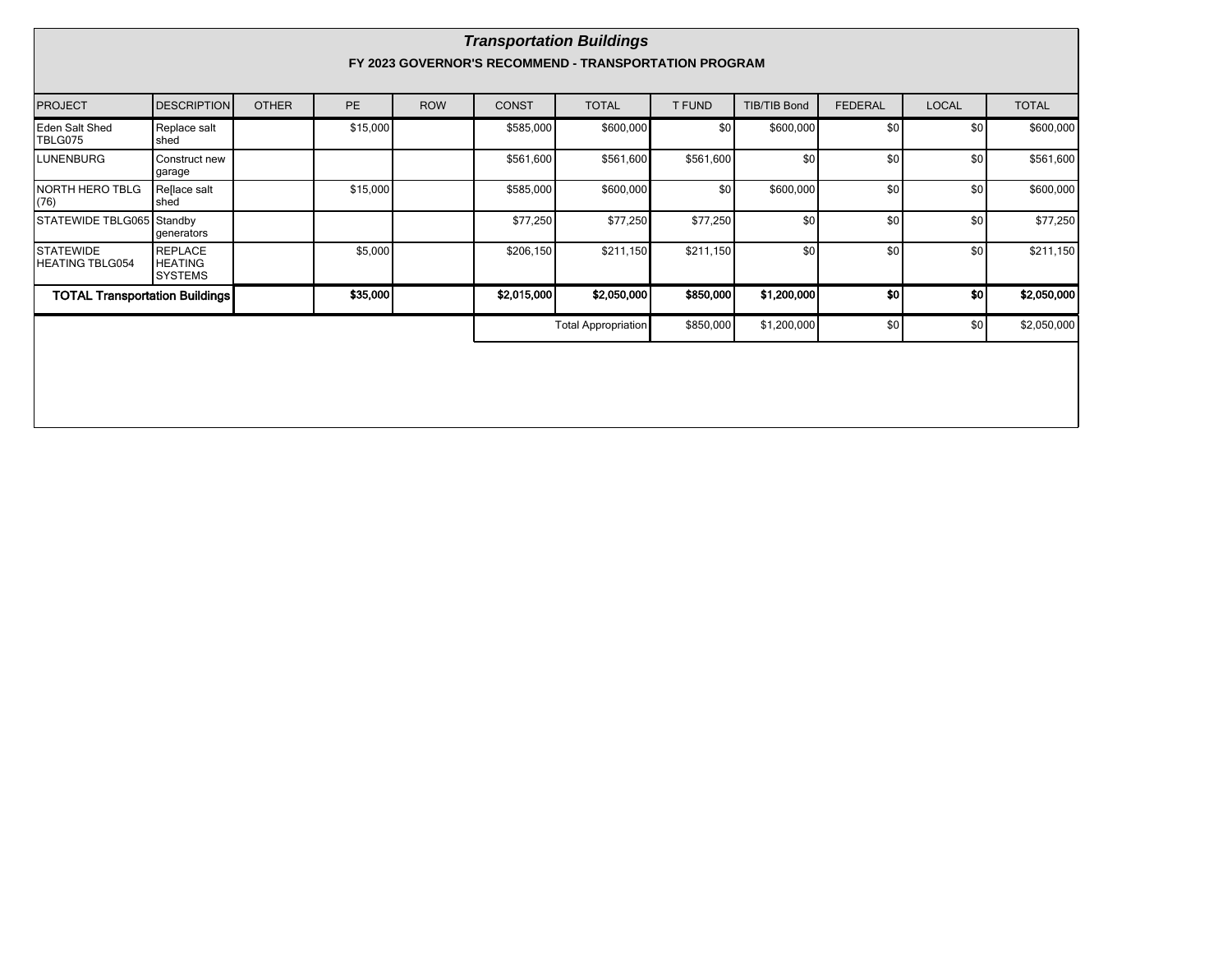## *Transportation Buildings*

**FY 2023 GOVERNOR'S RECOMMEND - TRANSPORTATION PROGRAM**

| PROJECT | DESCRIPTION | OTHER | PE | ROW | CONST | TOTAL | T FUND | TIB/TIB Bond | FEDERAL | LOCAL | TOTAL |
|---|---|---|---|---|---|---|---|---|---|---|---|
| Eden Salt Shed TBLG075 | Replace salt shed | | $15,000 | | $585,000 | $600,000 | $0 | $600,000 | $0 | $0 | $600,000 |
| LUNENBURG | Construct new garage | | | | $561,600 | $561,600 | $561,600 | $0 | $0 | $0 | $561,600 |
| NORTH HERO TBLG (76) | Re[lace salt shed | | $15,000 | | $585,000 | $600,000 | $0 | $600,000 | $0 | $0 | $600,000 |
| STATEWIDE TBLG065 | Standby generators | | | | $77,250 | $77,250 | $77,250 | $0 | $0 | $0 | $77,250 |
| STATEWIDE HEATING TBLG054 | REPLACE HEATING SYSTEMS | | $5,000 | | $206,150 | $211,150 | $211,150 | $0 | $0 | $0 | $211,150 |
| **TOTAL Transportation Buildings** | | | **$35,000** | | **$2,015,000** | **$2,050,000** | **$850,000** | **$1,200,000** | **$0** | **$0** | **$2,050,000** |
| | | | | | | Total Appropriation | $850,000 | $1,200,000 | $0 | $0 | $2,050,000 |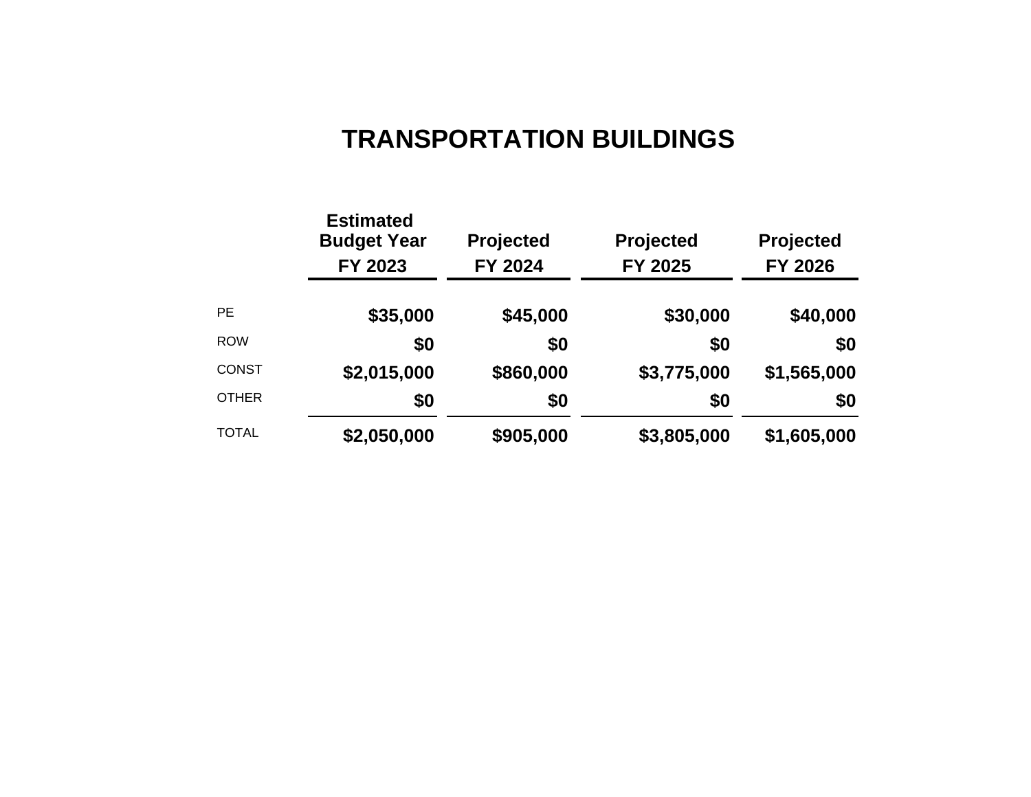# TRANSPORTATION BUILDINGS

| | Estimated Budget Year FY 2023 | Projected FY 2024 | Projected FY 2025 | Projected FY 2026 |
|---|---|---|---|---|
| PE | **$35,000** | **$45,000** | **$30,000** | **$40,000** |
| ROW | **$0** | **$0** | **$0** | **$0** |
| CONST | **$2,015,000** | **$860,000** | **$3,775,000** | **$1,565,000** |
| OTHER | **$0** | **$0** | **$0** | **$0** |
| TOTAL | **$2,050,000** | **$905,000** | **$3,805,000** | **$1,605,000** |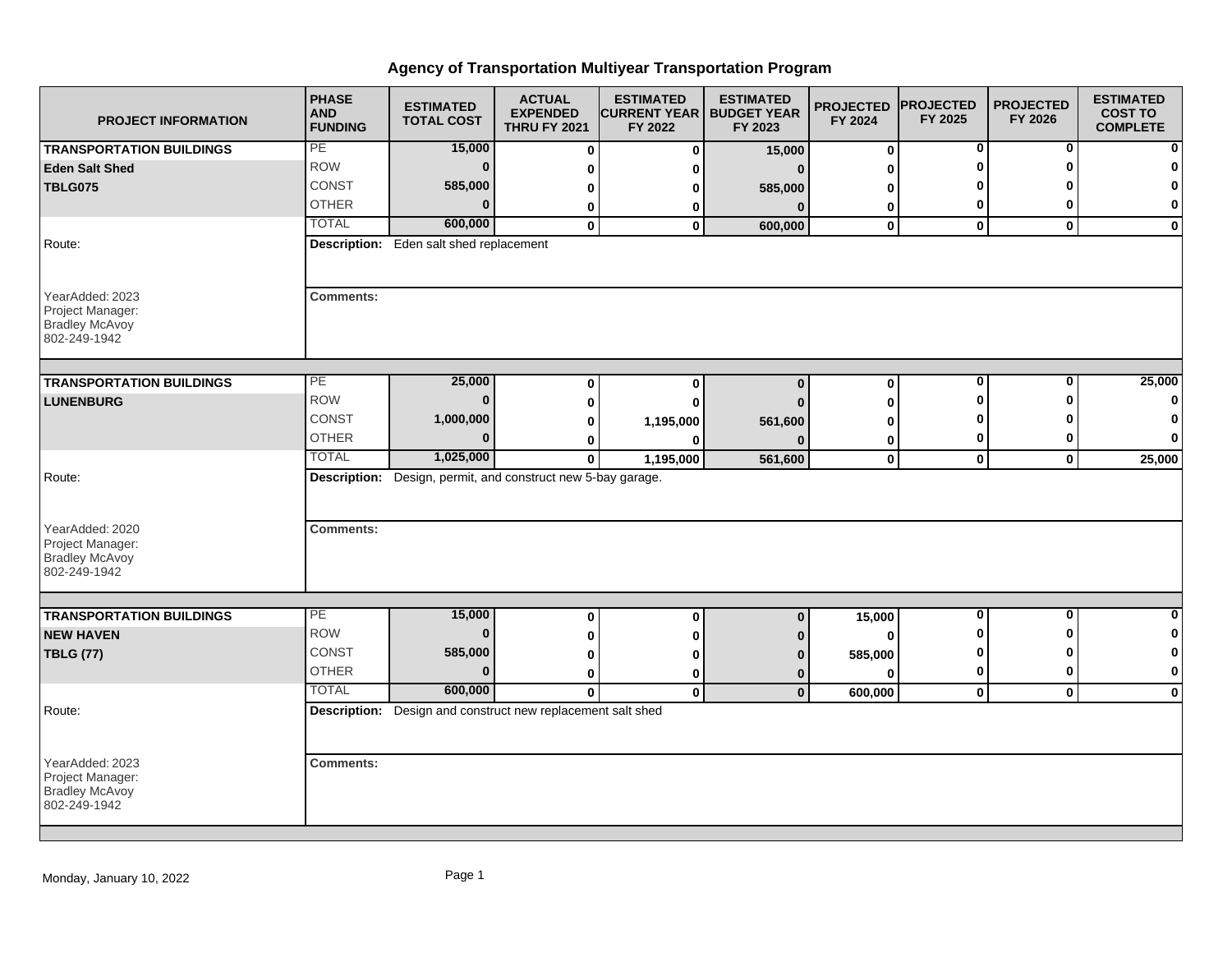# Agency of Transportation Multiyear Transportation Program

| PROJECT INFORMATION | PHASE AND FUNDING | ESTIMATED TOTAL COST | ACTUAL EXPENDED THRU FY 2021 | ESTIMATED CURRENT YEAR FY 2022 | ESTIMATED BUDGET YEAR FY 2023 | PROJECTED FY 2024 | PROJECTED FY 2025 | PROJECTED FY 2026 | ESTIMATED COST TO COMPLETE |
|---|---|---|---|---|---|---|---|---|---|
| **TRANSPORTATION BUILDINGS** | PE | **15,000** | **0** | **0** | **15,000** | **0** | **0** | **0** | **0** |
| **Eden Salt Shed** | ROW | **0** | **0** | **0** | **0** | **0** | **0** | **0** | **0** |
| **TBLG075** | CONST | **585,000** | **0** | **0** | **585,000** | **0** | **0** | **0** | **0** |
| | OTHER | **0** | **0** | **0** | **0** | **0** | **0** | **0** | **0** |
| | TOTAL | **600,000** | **0** | **0** | **600,000** | **0** | **0** | **0** | **0** |
| Route: | **Description:** Eden salt shed replacement | | | | | | | | |
| YearAdded: 2023<br>Project Manager:<br>Bradley McAvoy<br>802-249-1942 | **Comments:** | | | | | | | | |
| **TRANSPORTATION BUILDINGS** | PE | **25,000** | **0** | **0** | **0** | **0** | **0** | **0** | **25,000** |
| **LUNENBURG** | ROW | **0** | **0** | **0** | **0** | **0** | **0** | **0** | **0** |
| | CONST | **1,000,000** | **0** | **1,195,000** | **561,600** | **0** | **0** | **0** | **0** |
| | OTHER | **0** | **0** | **0** | **0** | **0** | **0** | **0** | **0** |
| | TOTAL | **1,025,000** | **0** | **1,195,000** | **561,600** | **0** | **0** | **0** | **25,000** |
| Route: | **Description:** Design, permit, and construct new 5-bay garage. | | | | | | | | |
| YearAdded: 2020<br>Project Manager:<br>Bradley McAvoy<br>802-249-1942 | **Comments:** | | | | | | | | |
| **TRANSPORTATION BUILDINGS** | PE | **15,000** | **0** | **0** | **0** | **15,000** | **0** | **0** | **0** |
| **NEW HAVEN** | ROW | **0** | **0** | **0** | **0** | **0** | **0** | **0** | **0** |
| **TBLG (77)** | CONST | **585,000** | **0** | **0** | **0** | **585,000** | **0** | **0** | **0** |
| | OTHER | **0** | **0** | **0** | **0** | **0** | **0** | **0** | **0** |
| | TOTAL | **600,000** | **0** | **0** | **0** | **600,000** | **0** | **0** | **0** |
| Route: | **Description:** Design and construct new replacement salt shed | | | | | | | | |
| YearAdded: 2023<br>Project Manager:<br>Bradley McAvoy<br>802-249-1942 | **Comments:** | | | | | | | | |

Monday, January 10, 2022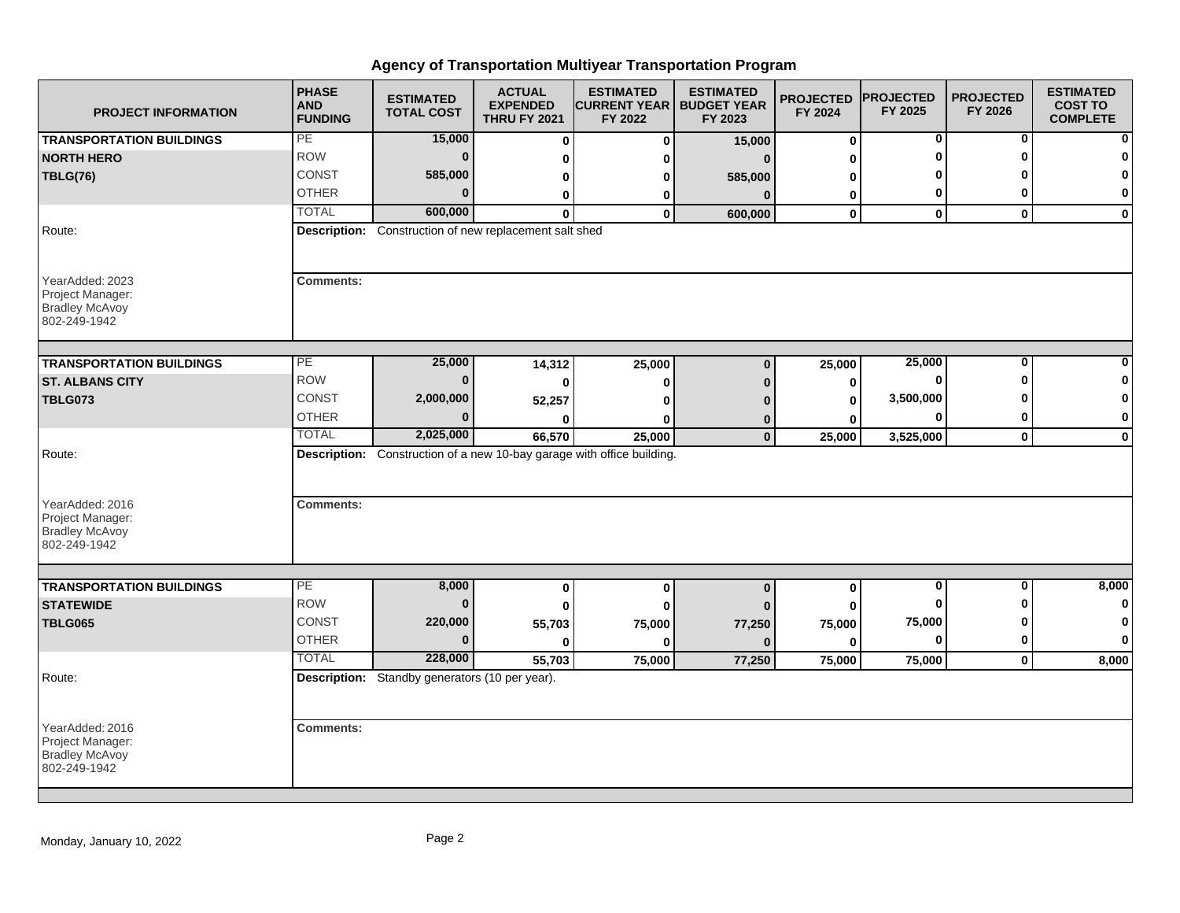# Agency of Transportation Multiyear Transportation Program

| PROJECT INFORMATION | PHASE AND FUNDING | ESTIMATED TOTAL COST | ACTUAL EXPENDED THRU FY 2021 | ESTIMATED CURRENT YEAR FY 2022 | ESTIMATED BUDGET YEAR FY 2023 | PROJECTED FY 2024 | PROJECTED FY 2025 | PROJECTED FY 2026 | ESTIMATED COST TO COMPLETE |
|---|---|---|---|---|---|---|---|---|---|
| **TRANSPORTATION BUILDINGS** | PE | 15,000 | 0 | 0 | 15,000 | 0 | 0 | 0 | 0 |
| **NORTH HERO** | ROW | 0 | 0 | 0 | 0 | 0 | 0 | 0 | 0 |
| **TBLG(76)** | CONST | 585,000 | 0 | 0 | 585,000 | 0 | 0 | 0 | 0 |
| | OTHER | 0 | 0 | 0 | 0 | 0 | 0 | 0 | 0 |
| | TOTAL | 600,000 | 0 | 0 | 600,000 | 0 | 0 | 0 | 0 |
| Route: | **Description:** Construction of new replacement salt shed | | | | | | | | |
| YearAdded: 2023<br>Project Manager:<br>Bradley McAvoy<br>802-249-1942 | **Comments:** | | | | | | | | |
| **TRANSPORTATION BUILDINGS** | PE | 25,000 | 14,312 | 25,000 | 0 | 25,000 | 25,000 | 0 | 0 |
| **ST. ALBANS CITY** | ROW | 0 | 0 | 0 | 0 | 0 | 0 | 0 | 0 |
| **TBLG073** | CONST | 2,000,000 | 52,257 | 0 | 0 | 0 | 3,500,000 | 0 | 0 |
| | OTHER | 0 | 0 | 0 | 0 | 0 | 0 | 0 | 0 |
| | TOTAL | 2,025,000 | 66,570 | 25,000 | 0 | 25,000 | 3,525,000 | 0 | 0 |
| Route: | **Description:** Construction of a new 10-bay garage with office building. | | | | | | | | |
| YearAdded: 2016<br>Project Manager:<br>Bradley McAvoy<br>802-249-1942 | **Comments:** | | | | | | | | |
| **TRANSPORTATION BUILDINGS** | PE | 8,000 | 0 | 0 | 0 | 0 | 0 | 0 | 8,000 |
| **STATEWIDE** | ROW | 0 | 0 | 0 | 0 | 0 | 0 | 0 | 0 |
| **TBLG065** | CONST | 220,000 | 55,703 | 75,000 | 77,250 | 75,000 | 75,000 | 0 | 0 |
| | OTHER | 0 | 0 | 0 | 0 | 0 | 0 | 0 | 0 |
| | TOTAL | 228,000 | 55,703 | 75,000 | 77,250 | 75,000 | 75,000 | 0 | 8,000 |
| Route: | **Description:** Standby generators (10 per year). | | | | | | | | |
| YearAdded: 2016<br>Project Manager:<br>Bradley McAvoy<br>802-249-1942 | **Comments:** | | | | | | | | |

Monday, January 10, 2022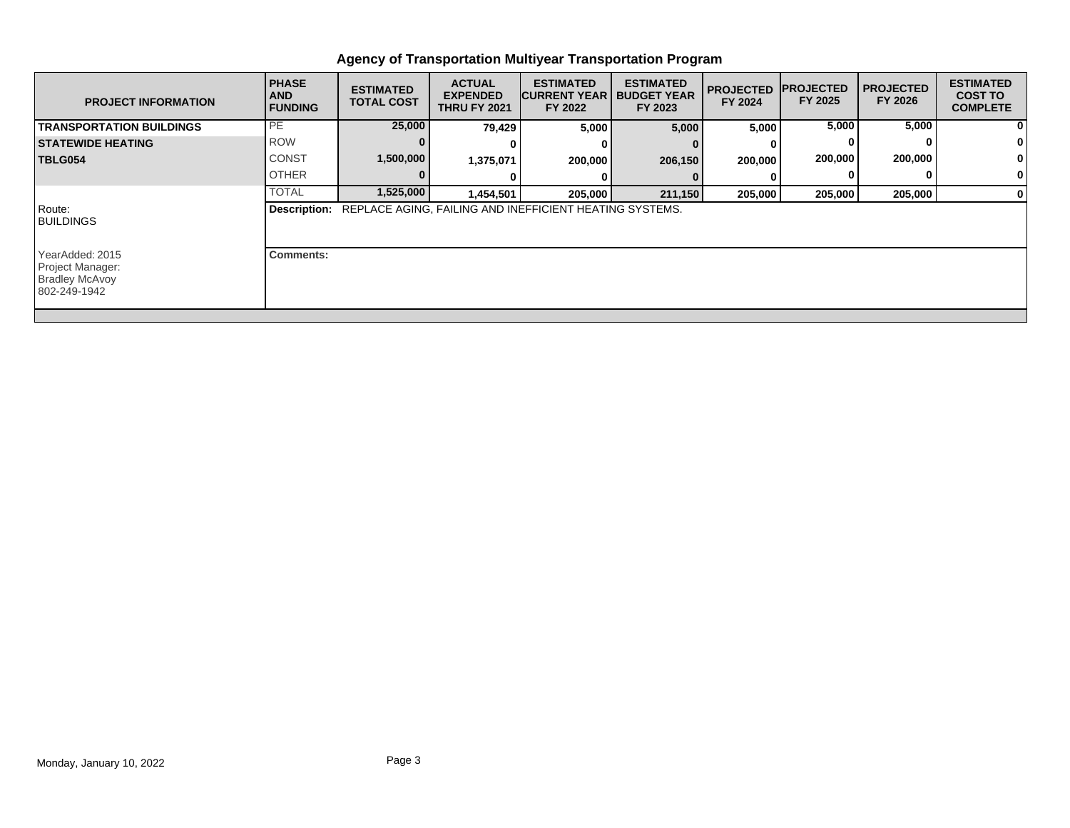# Agency of Transportation Multiyear Transportation Program

| PROJECT INFORMATION | PHASE AND FUNDING | ESTIMATED TOTAL COST | ACTUAL EXPENDED THRU FY 2021 | ESTIMATED CURRENT YEAR FY 2022 | ESTIMATED BUDGET YEAR FY 2023 | PROJECTED FY 2024 | PROJECTED FY 2025 | PROJECTED FY 2026 | ESTIMATED COST TO COMPLETE |
|---|---|---|---|---|---|---|---|---|---|
| **TRANSPORTATION BUILDINGS** | PE | 25,000 | 79,429 | 5,000 | 5,000 | 5,000 | 5,000 | 5,000 | 0 |
| **STATEWIDE HEATING** | ROW | 0 | 0 | 0 | 0 | 0 | 0 | 0 | 0 |
| **TBLG054** | CONST | 1,500,000 | 1,375,071 | 200,000 | 206,150 | 200,000 | 200,000 | 200,000 | 0 |
| | OTHER | 0 | 0 | 0 | 0 | 0 | 0 | 0 | 0 |
| | TOTAL | 1,525,000 | 1,454,501 | 205,000 | 211,150 | 205,000 | 205,000 | 205,000 | 0 |

Route:
BUILDINGS

**Description:** REPLACE AGING, FAILING AND INEFFICIENT HEATING SYSTEMS.

YearAdded: 2015
Project Manager:
Bradley McAvoy
802-249-1942

**Comments:**

Monday, January 10, 2022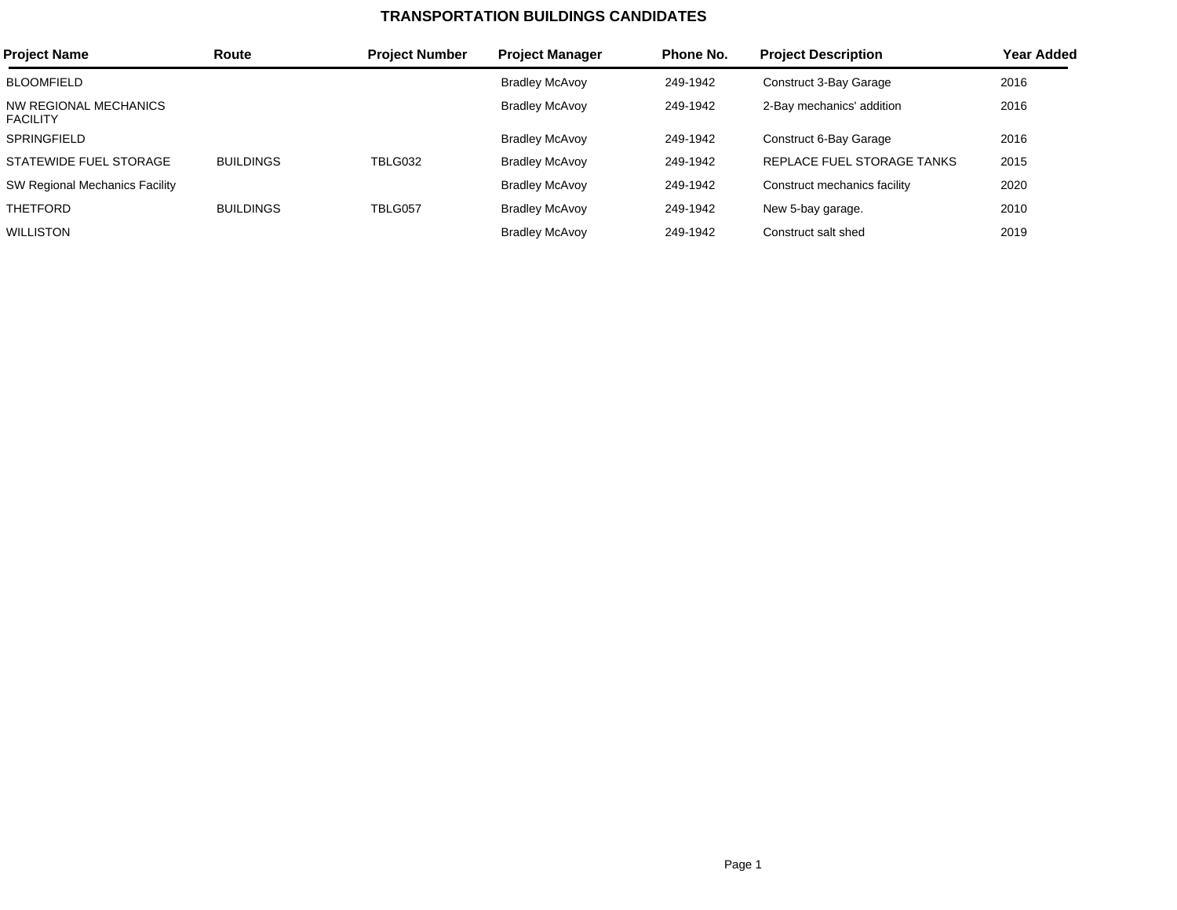# TRANSPORTATION BUILDINGS CANDIDATES

| Project Name | Route | Project Number | Project Manager | Phone No. | Project Description | Year Added |
|---|---|---|---|---|---|---|
| BLOOMFIELD | | | Bradley McAvoy | 249-1942 | Construct 3-Bay Garage | 2016 |
| NW REGIONAL MECHANICS FACILITY | | | Bradley McAvoy | 249-1942 | 2-Bay mechanics' addition | 2016 |
| SPRINGFIELD | | | Bradley McAvoy | 249-1942 | Construct 6-Bay Garage | 2016 |
| STATEWIDE FUEL STORAGE | BUILDINGS | TBLG032 | Bradley McAvoy | 249-1942 | REPLACE FUEL STORAGE TANKS | 2015 |
| SW Regional Mechanics Facility | | | Bradley McAvoy | 249-1942 | Construct mechanics facility | 2020 |
| THETFORD | BUILDINGS | TBLG057 | Bradley McAvoy | 249-1942 | New 5-bay garage. | 2010 |
| WILLISTON | | | Bradley McAvoy | 249-1942 | Construct salt shed | 2019 |